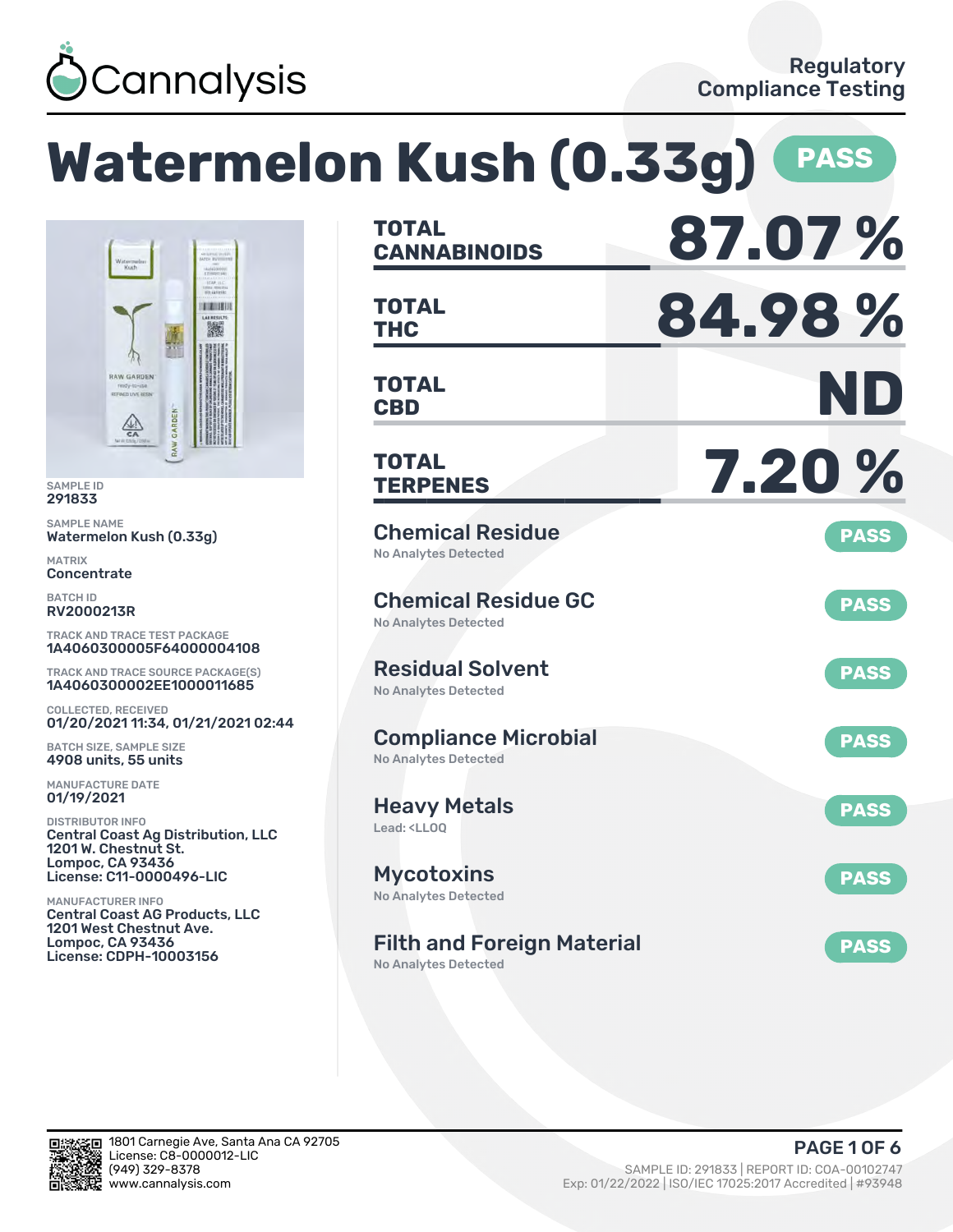Cannalysis

Regulatory Compliance Testing

# Watermelon Kush (0.33g) PASS

SAMPLE ID
291833

SAMPLE NAME
Watermelon Kush (0.33g)

MATRIX
Concentrate

BATCH ID
RV2000213R

TRACK AND TRACE TEST PACKAGE
1A4060300005F64000004108

TRACK AND TRACE SOURCE PACKAGE(S)
1A4060300002EE1000011685

COLLECTED, RECEIVED
01/20/2021 11:34, 01/21/2021 02:44

BATCH SIZE, SAMPLE SIZE
4908 units, 55 units

MANUFACTURE DATE
01/19/2021

DISTRIBUTOR INFO
Central Coast Ag Distribution, LLC
1201 W. Chestnut St.
Lompoc, CA 93436
License: C11-0000496-LIC

MANUFACTURER INFO
Central Coast AG Products, LLC
1201 West Chestnut Ave.
Lompoc, CA 93436
License: CDPH-10003156

| | |
|---|---|
| **TOTAL CANNABINOIDS** | **87.07 %** |
| **TOTAL THC** | **84.98 %** |
| **TOTAL CBD** | **ND** |
| **TOTAL TERPENES** | **7.20 %** |

| Test | Result | Status |
|---|---|---|
| Chemical Residue | No Analytes Detected | PASS |
| Chemical Residue GC | No Analytes Detected | PASS |
| Residual Solvent | No Analytes Detected | PASS |
| Compliance Microbial | No Analytes Detected | PASS |
| Heavy Metals | Lead: <LLOQ | PASS |
| Mycotoxins | No Analytes Detected | PASS |
| Filth and Foreign Material | No Analytes Detected | PASS |

1801 Carnegie Ave, Santa Ana CA 92705
License: C8-0000012-LIC
(949) 329-8378
www.cannalysis.com

SAMPLE ID: 291833 | REPORT ID: COA-00102747
Exp: 01/22/2022 | ISO/IEC 17025:2017 Accredited | #93948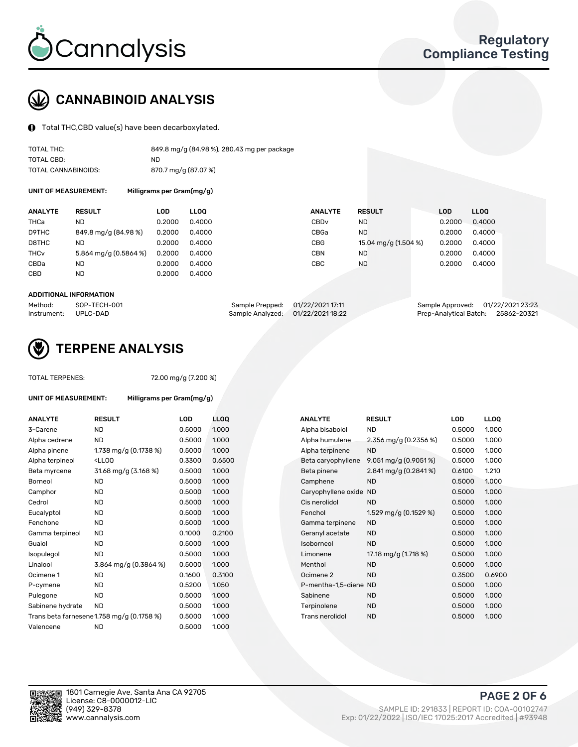# CANNABINOID ANALYSIS

Total THC,CBD value(s) have been decarboxylated.

| | |
|---|---|
| TOTAL THC: | 849.8 mg/g (84.98 %), 280.43 mg per package |
| TOTAL CBD: | ND |
| TOTAL CANNABINOIDS: | 870.7 mg/g (87.07 %) |

**UNIT OF MEASUREMENT:** Milligrams per Gram(mg/g)

| ANALYTE | RESULT | LOD | LLOQ | ANALYTE | RESULT | LOD | LLOQ |
|---|---|---|---|---|---|---|---|
| THCa | ND | 0.2000 | 0.4000 | CBDv | ND | 0.2000 | 0.4000 |
| D9THC | 849.8 mg/g (84.98 %) | 0.2000 | 0.4000 | CBGa | ND | 0.2000 | 0.4000 |
| D8THC | ND | 0.2000 | 0.4000 | CBG | 15.04 mg/g (1.504 %) | 0.2000 | 0.4000 |
| THCv | 5.864 mg/g (0.5864 %) | 0.2000 | 0.4000 | CBN | ND | 0.2000 | 0.4000 |
| CBDa | ND | 0.2000 | 0.4000 | CBC | ND | 0.2000 | 0.4000 |
| CBD | ND | 0.2000 | 0.4000 | | | | |

**ADDITIONAL INFORMATION**

| | | | | | |
|---|---|---|---|---|---|
| Method: | SOP-TECH-001 | Sample Prepped: | 01/22/2021 17:11 | Sample Approved: | 01/22/2021 23:23 |
| Instrument: | UPLC-DAD | Sample Analyzed: | 01/22/2021 18:22 | Prep-Analytical Batch: | 25862-20321 |

# TERPENE ANALYSIS

TOTAL TERPENES: 72.00 mg/g (7.200 %)

**UNIT OF MEASUREMENT:** Milligrams per Gram(mg/g)

| ANALYTE | RESULT | LOD | LLOQ | ANALYTE | RESULT | LOD | LLOQ |
|---|---|---|---|---|---|---|---|
| 3-Carene | ND | 0.5000 | 1.000 | Alpha bisabolol | ND | 0.5000 | 1.000 |
| Alpha cedrene | ND | 0.5000 | 1.000 | Alpha humulene | 2.356 mg/g (0.2356 %) | 0.5000 | 1.000 |
| Alpha pinene | 1.738 mg/g (0.1738 %) | 0.5000 | 1.000 | Alpha terpinene | ND | 0.5000 | 1.000 |
| Alpha terpineol | <LLOQ | 0.3300 | 0.6500 | Beta caryophyllene | 9.051 mg/g (0.9051 %) | 0.5000 | 1.000 |
| Beta myrcene | 31.68 mg/g (3.168 %) | 0.5000 | 1.000 | Beta pinene | 2.841 mg/g (0.2841 %) | 0.6100 | 1.210 |
| Borneol | ND | 0.5000 | 1.000 | Camphene | ND | 0.5000 | 1.000 |
| Camphor | ND | 0.5000 | 1.000 | Caryophyllene oxide | ND | 0.5000 | 1.000 |
| Cedrol | ND | 0.5000 | 1.000 | Cis nerolidol | ND | 0.5000 | 1.000 |
| Eucalyptol | ND | 0.5000 | 1.000 | Fenchol | 1.529 mg/g (0.1529 %) | 0.5000 | 1.000 |
| Fenchone | ND | 0.5000 | 1.000 | Gamma terpinene | ND | 0.5000 | 1.000 |
| Gamma terpineol | ND | 0.1000 | 0.2100 | Geranyl acetate | ND | 0.5000 | 1.000 |
| Guaiol | ND | 0.5000 | 1.000 | Isoborneol | ND | 0.5000 | 1.000 |
| Isopulegol | ND | 0.5000 | 1.000 | Limonene | 17.18 mg/g (1.718 %) | 0.5000 | 1.000 |
| Linalool | 3.864 mg/g (0.3864 %) | 0.5000 | 1.000 | Menthol | ND | 0.5000 | 1.000 |
| Ocimene 1 | ND | 0.1600 | 0.3100 | Ocimene 2 | ND | 0.3500 | 0.6900 |
| P-cymene | ND | 0.5200 | 1.050 | P-mentha-1,5-diene | ND | 0.5000 | 1.000 |
| Pulegone | ND | 0.5000 | 1.000 | Sabinene | ND | 0.5000 | 1.000 |
| Sabinene hydrate | ND | 0.5000 | 1.000 | Terpinolene | ND | 0.5000 | 1.000 |
| Trans beta farnesene | 1.758 mg/g (0.1758 %) | 0.5000 | 1.000 | Trans nerolidol | ND | 0.5000 | 1.000 |
| Valencene | ND | 0.5000 | 1.000 | | | | |

1801 Carnegie Ave, Santa Ana CA 92705
License: C8-0000012-LIC
(949) 329-8378
www.cannalysis.com

SAMPLE ID: 291833 | REPORT ID: COA-00102747
Exp: 01/22/2022 | ISO/IEC 17025:2017 Accredited | #93948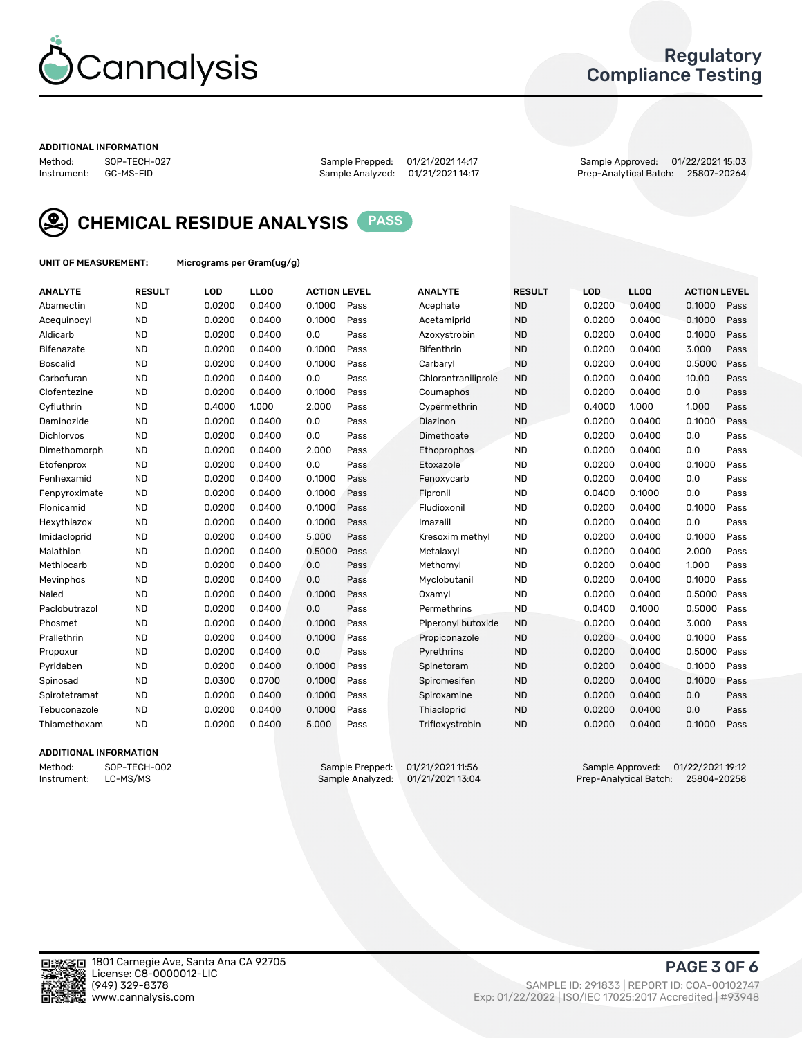Cannalysis

Regulatory Compliance Testing

**ADDITIONAL INFORMATION**

Method: SOP-TECH-027
Instrument: GC-MS-FID
Sample Prepped: 01/21/2021 14:17
Sample Analyzed: 01/21/2021 14:17
Sample Approved: 01/22/2021 15:03
Prep-Analytical Batch: 25807-20264

## CHEMICAL RESIDUE ANALYSIS PASS

**UNIT OF MEASUREMENT:** Micrograms per Gram(ug/g)

| ANALYTE | RESULT | LOD | LLOQ | ACTION LEVEL | | ANALYTE | RESULT | LOD | LLOQ | ACTION LEVEL | |
|---|---|---|---|---|---|---|---|---|---|---|---|
| Abamectin | ND | 0.0200 | 0.0400 | 0.1000 | Pass | Acephate | ND | 0.0200 | 0.0400 | 0.1000 | Pass |
| Acequinocyl | ND | 0.0200 | 0.0400 | 0.1000 | Pass | Acetamiprid | ND | 0.0200 | 0.0400 | 0.1000 | Pass |
| Aldicarb | ND | 0.0200 | 0.0400 | 0.0 | Pass | Azoxystrobin | ND | 0.0200 | 0.0400 | 0.1000 | Pass |
| Bifenazate | ND | 0.0200 | 0.0400 | 0.1000 | Pass | Bifenthrin | ND | 0.0200 | 0.0400 | 3.000 | Pass |
| Boscalid | ND | 0.0200 | 0.0400 | 0.1000 | Pass | Carbaryl | ND | 0.0200 | 0.0400 | 0.5000 | Pass |
| Carbofuran | ND | 0.0200 | 0.0400 | 0.0 | Pass | Chlorantraniliprole | ND | 0.0200 | 0.0400 | 10.00 | Pass |
| Clofentezine | ND | 0.0200 | 0.0400 | 0.1000 | Pass | Coumaphos | ND | 0.0200 | 0.0400 | 0.0 | Pass |
| Cyfluthrin | ND | 0.4000 | 1.000 | 2.000 | Pass | Cypermethrin | ND | 0.4000 | 1.000 | 1.000 | Pass |
| Daminozide | ND | 0.0200 | 0.0400 | 0.0 | Pass | Diazinon | ND | 0.0200 | 0.0400 | 0.1000 | Pass |
| Dichlorvos | ND | 0.0200 | 0.0400 | 0.0 | Pass | Dimethoate | ND | 0.0200 | 0.0400 | 0.0 | Pass |
| Dimethomorph | ND | 0.0200 | 0.0400 | 2.000 | Pass | Ethoprophos | ND | 0.0200 | 0.0400 | 0.0 | Pass |
| Etofenprox | ND | 0.0200 | 0.0400 | 0.0 | Pass | Etoxazole | ND | 0.0200 | 0.0400 | 0.1000 | Pass |
| Fenhexamid | ND | 0.0200 | 0.0400 | 0.1000 | Pass | Fenoxycarb | ND | 0.0200 | 0.0400 | 0.0 | Pass |
| Fenpyroximate | ND | 0.0200 | 0.0400 | 0.1000 | Pass | Fipronil | ND | 0.0400 | 0.1000 | 0.0 | Pass |
| Flonicamid | ND | 0.0200 | 0.0400 | 0.1000 | Pass | Fludioxonil | ND | 0.0200 | 0.0400 | 0.1000 | Pass |
| Hexythiazox | ND | 0.0200 | 0.0400 | 0.1000 | Pass | Imazalil | ND | 0.0200 | 0.0400 | 0.0 | Pass |
| Imidacloprid | ND | 0.0200 | 0.0400 | 5.000 | Pass | Kresoxim methyl | ND | 0.0200 | 0.0400 | 0.1000 | Pass |
| Malathion | ND | 0.0200 | 0.0400 | 0.5000 | Pass | Metalaxyl | ND | 0.0200 | 0.0400 | 2.000 | Pass |
| Methiocarb | ND | 0.0200 | 0.0400 | 0.0 | Pass | Methomyl | ND | 0.0200 | 0.0400 | 1.000 | Pass |
| Mevinphos | ND | 0.0200 | 0.0400 | 0.0 | Pass | Myclobutanil | ND | 0.0200 | 0.0400 | 0.1000 | Pass |
| Naled | ND | 0.0200 | 0.0400 | 0.1000 | Pass | Oxamyl | ND | 0.0200 | 0.0400 | 0.5000 | Pass |
| Paclobutrazol | ND | 0.0200 | 0.0400 | 0.0 | Pass | Permethrins | ND | 0.0400 | 0.1000 | 0.5000 | Pass |
| Phosmet | ND | 0.0200 | 0.0400 | 0.1000 | Pass | Piperonyl butoxide | ND | 0.0200 | 0.0400 | 3.000 | Pass |
| Prallethrin | ND | 0.0200 | 0.0400 | 0.1000 | Pass | Propiconazole | ND | 0.0200 | 0.0400 | 0.1000 | Pass |
| Propoxur | ND | 0.0200 | 0.0400 | 0.0 | Pass | Pyrethrins | ND | 0.0200 | 0.0400 | 0.5000 | Pass |
| Pyridaben | ND | 0.0200 | 0.0400 | 0.1000 | Pass | Spinetoram | ND | 0.0200 | 0.0400 | 0.1000 | Pass |
| Spinosad | ND | 0.0300 | 0.0700 | 0.1000 | Pass | Spiromesifen | ND | 0.0200 | 0.0400 | 0.1000 | Pass |
| Spirotetramat | ND | 0.0200 | 0.0400 | 0.1000 | Pass | Spiroxamine | ND | 0.0200 | 0.0400 | 0.0 | Pass |
| Tebuconazole | ND | 0.0200 | 0.0400 | 0.1000 | Pass | Thiacloprid | ND | 0.0200 | 0.0400 | 0.0 | Pass |
| Thiamethoxam | ND | 0.0200 | 0.0400 | 5.000 | Pass | Trifloxystrobin | ND | 0.0200 | 0.0400 | 0.1000 | Pass |

**ADDITIONAL INFORMATION**

Method: SOP-TECH-002
Instrument: LC-MS/MS
Sample Prepped: 01/21/2021 11:56
Sample Analyzed: 01/21/2021 13:04
Sample Approved: 01/22/2021 19:12
Prep-Analytical Batch: 25804-20258

1801 Carnegie Ave, Santa Ana CA 92705
License: C8-0000012-LIC
(949) 329-8378
www.cannalysis.com

SAMPLE ID: 291833 | REPORT ID: COA-00102747
Exp: 01/22/2022 | ISO/IEC 17025:2017 Accredited | #93948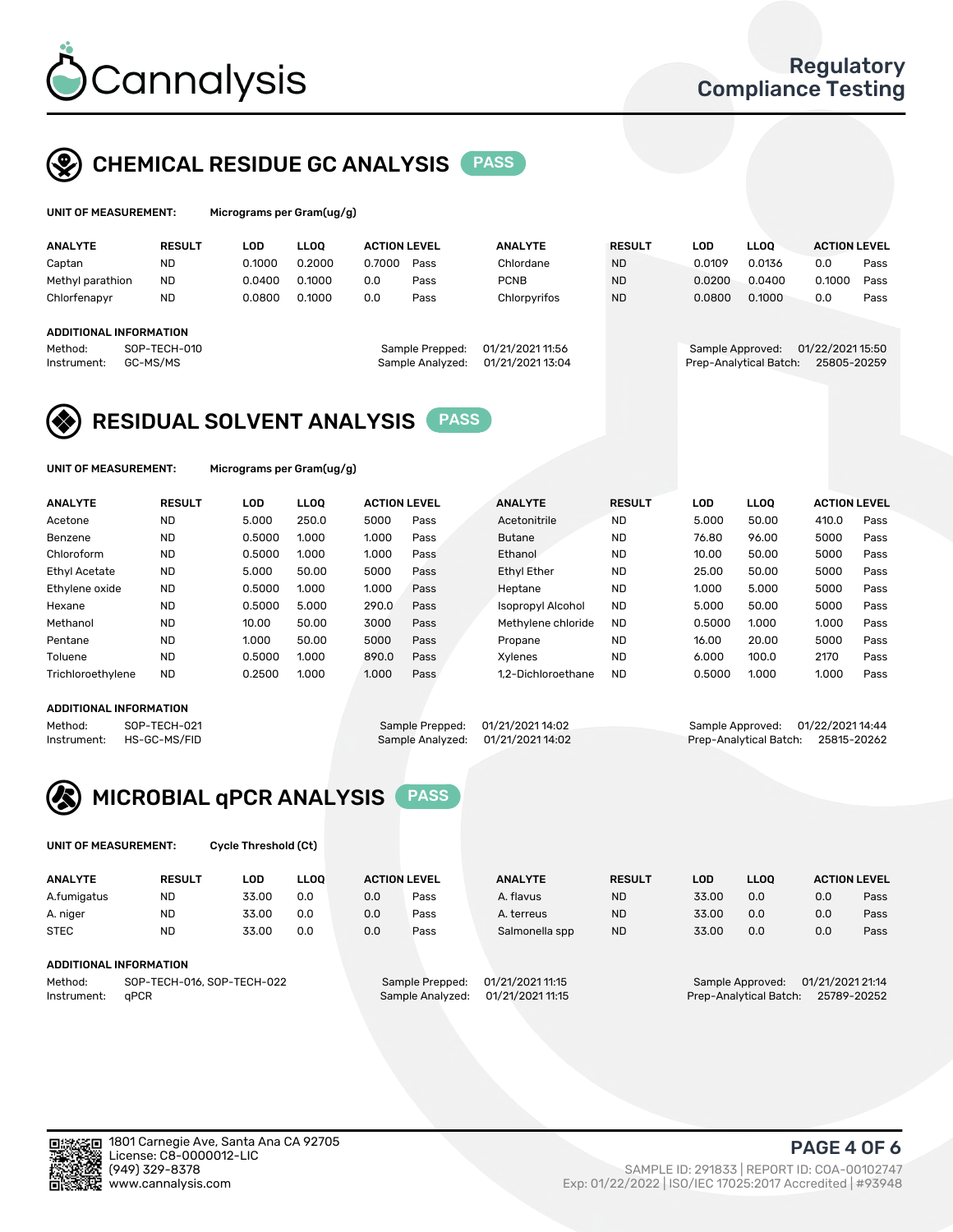# Cannalysis

Regulatory Compliance Testing

## CHEMICAL RESIDUE GC ANALYSIS PASS

**UNIT OF MEASUREMENT:** Micrograms per Gram(ug/g)

| ANALYTE | RESULT | LOD | LLOQ | ACTION LEVEL | | ANALYTE | RESULT | LOD | LLOQ | ACTION LEVEL | |
|---|---|---|---|---|---|---|---|---|---|---|---|
| Captan | ND | 0.1000 | 0.2000 | 0.7000 | Pass | Chlordane | ND | 0.0109 | 0.0136 | 0.0 | Pass |
| Methyl parathion | ND | 0.0400 | 0.1000 | 0.0 | Pass | PCNB | ND | 0.0200 | 0.0400 | 0.1000 | Pass |
| Chlorfenapyr | ND | 0.0800 | 0.1000 | 0.0 | Pass | Chlorpyrifos | ND | 0.0800 | 0.1000 | 0.0 | Pass |

**ADDITIONAL INFORMATION**

Method: SOP-TECH-010
Instrument: GC-MS/MS
Sample Prepped: 01/21/2021 11:56
Sample Analyzed: 01/21/2021 13:04
Sample Approved: 01/22/2021 15:50
Prep-Analytical Batch: 25805-20259

## RESIDUAL SOLVENT ANALYSIS PASS

**UNIT OF MEASUREMENT:** Micrograms per Gram(ug/g)

| ANALYTE | RESULT | LOD | LLOQ | ACTION LEVEL | | ANALYTE | RESULT | LOD | LLOQ | ACTION LEVEL | |
|---|---|---|---|---|---|---|---|---|---|---|---|
| Acetone | ND | 5.000 | 250.0 | 5000 | Pass | Acetonitrile | ND | 5.000 | 50.00 | 410.0 | Pass |
| Benzene | ND | 0.5000 | 1.000 | 1.000 | Pass | Butane | ND | 76.80 | 96.00 | 5000 | Pass |
| Chloroform | ND | 0.5000 | 1.000 | 1.000 | Pass | Ethanol | ND | 10.00 | 50.00 | 5000 | Pass |
| Ethyl Acetate | ND | 5.000 | 50.00 | 5000 | Pass | Ethyl Ether | ND | 25.00 | 50.00 | 5000 | Pass |
| Ethylene oxide | ND | 0.5000 | 1.000 | 1.000 | Pass | Heptane | ND | 1.000 | 5.000 | 5000 | Pass |
| Hexane | ND | 0.5000 | 5.000 | 290.0 | Pass | Isopropyl Alcohol | ND | 5.000 | 50.00 | 5000 | Pass |
| Methanol | ND | 10.00 | 50.00 | 3000 | Pass | Methylene chloride | ND | 0.5000 | 1.000 | 1.000 | Pass |
| Pentane | ND | 1.000 | 50.00 | 5000 | Pass | Propane | ND | 16.00 | 20.00 | 5000 | Pass |
| Toluene | ND | 0.5000 | 1.000 | 890.0 | Pass | Xylenes | ND | 6.000 | 100.0 | 2170 | Pass |
| Trichloroethylene | ND | 0.2500 | 1.000 | 1.000 | Pass | 1,2-Dichloroethane | ND | 0.5000 | 1.000 | 1.000 | Pass |

**ADDITIONAL INFORMATION**

Method: SOP-TECH-021
Instrument: HS-GC-MS/FID
Sample Prepped: 01/21/2021 14:02
Sample Analyzed: 01/21/2021 14:02
Sample Approved: 01/22/2021 14:44
Prep-Analytical Batch: 25815-20262

## MICROBIAL qPCR ANALYSIS PASS

**UNIT OF MEASUREMENT:** Cycle Threshold (Ct)

| ANALYTE | RESULT | LOD | LLOQ | ACTION LEVEL | | ANALYTE | RESULT | LOD | LLOQ | ACTION LEVEL | |
|---|---|---|---|---|---|---|---|---|---|---|---|
| A.fumigatus | ND | 33.00 | 0.0 | 0.0 | Pass | A. flavus | ND | 33.00 | 0.0 | 0.0 | Pass |
| A. niger | ND | 33.00 | 0.0 | 0.0 | Pass | A. terreus | ND | 33.00 | 0.0 | 0.0 | Pass |
| STEC | ND | 33.00 | 0.0 | 0.0 | Pass | Salmonella spp | ND | 33.00 | 0.0 | 0.0 | Pass |

**ADDITIONAL INFORMATION**

Method: SOP-TECH-016, SOP-TECH-022
Instrument: qPCR
Sample Prepped: 01/21/2021 11:15
Sample Analyzed: 01/21/2021 11:15
Sample Approved: 01/21/2021 21:14
Prep-Analytical Batch: 25789-20252

1801 Carnegie Ave, Santa Ana CA 92705
License: C8-0000012-LIC
(949) 329-8378
www.cannalysis.com

SAMPLE ID: 291833 | REPORT ID: COA-00102747
Exp: 01/22/2022 | ISO/IEC 17025:2017 Accredited | #93948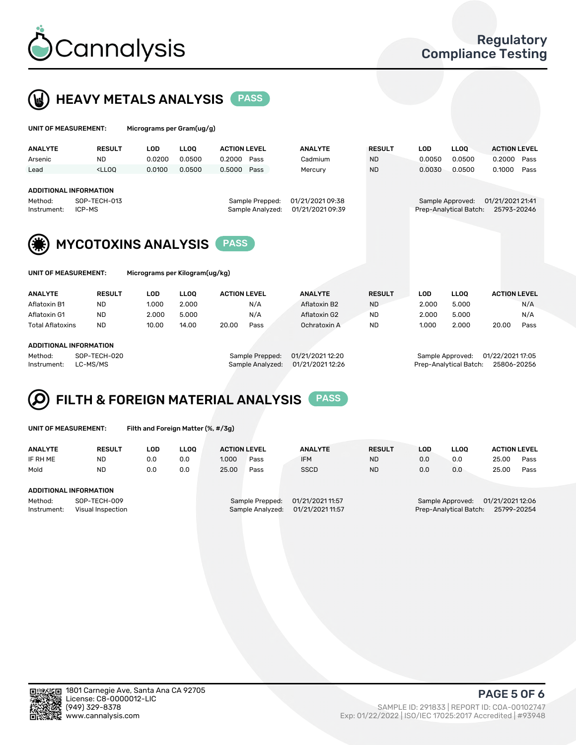# Cannalysis

**Regulatory Compliance Testing**

## HEAVY METALS ANALYSIS PASS

**UNIT OF MEASUREMENT:** Micrograms per Gram(ug/g)

| ANALYTE | RESULT | LOD | LLOQ | ACTION LEVEL | | ANALYTE | RESULT | LOD | LLOQ | ACTION LEVEL | |
|---|---|---|---|---|---|---|---|---|---|---|---|
| Arsenic | ND | 0.0200 | 0.0500 | 0.2000 | Pass | Cadmium | ND | 0.0050 | 0.0500 | 0.2000 | Pass |
| Lead | <LLOQ | 0.0100 | 0.0500 | 0.5000 | Pass | Mercury | ND | 0.0030 | 0.0500 | 0.1000 | Pass |

**ADDITIONAL INFORMATION**

| | | | | | |
|---|---|---|---|---|---|
| Method: | SOP-TECH-013 | Sample Prepped: | 01/21/2021 09:38 | Sample Approved: | 01/21/2021 21:41 |
| Instrument: | ICP-MS | Sample Analyzed: | 01/21/2021 09:39 | Prep-Analytical Batch: | 25793-20246 |

## MYCOTOXINS ANALYSIS PASS

**UNIT OF MEASUREMENT:** Micrograms per Kilogram(ug/kg)

| ANALYTE | RESULT | LOD | LLOQ | ACTION LEVEL | | ANALYTE | RESULT | LOD | LLOQ | ACTION LEVEL | |
|---|---|---|---|---|---|---|---|---|---|---|---|
| Aflatoxin B1 | ND | 1.000 | 2.000 | | N/A | Aflatoxin B2 | ND | 2.000 | 5.000 | | N/A |
| Aflatoxin G1 | ND | 2.000 | 5.000 | | N/A | Aflatoxin G2 | ND | 2.000 | 5.000 | | N/A |
| Total Aflatoxins | ND | 10.00 | 14.00 | 20.00 | Pass | Ochratoxin A | ND | 1.000 | 2.000 | 20.00 | Pass |

**ADDITIONAL INFORMATION**

| | | | | | |
|---|---|---|---|---|---|
| Method: | SOP-TECH-020 | Sample Prepped: | 01/21/2021 12:20 | Sample Approved: | 01/22/2021 17:05 |
| Instrument: | LC-MS/MS | Sample Analyzed: | 01/21/2021 12:26 | Prep-Analytical Batch: | 25806-20256 |

## FILTH & FOREIGN MATERIAL ANALYSIS PASS

**UNIT OF MEASUREMENT:** Filth and Foreign Matter (%, #/3g)

| ANALYTE | RESULT | LOD | LLOQ | ACTION LEVEL | | ANALYTE | RESULT | LOD | LLOQ | ACTION LEVEL | |
|---|---|---|---|---|---|---|---|---|---|---|---|
| IF RH ME | ND | 0.0 | 0.0 | 1.000 | Pass | IFM | ND | 0.0 | 0.0 | 25.00 | Pass |
| Mold | ND | 0.0 | 0.0 | 25.00 | Pass | SSCD | ND | 0.0 | 0.0 | 25.00 | Pass |

**ADDITIONAL INFORMATION**

| | | | | | |
|---|---|---|---|---|---|
| Method: | SOP-TECH-009 | Sample Prepped: | 01/21/2021 11:57 | Sample Approved: | 01/21/2021 12:06 |
| Instrument: | Visual Inspection | Sample Analyzed: | 01/21/2021 11:57 | Prep-Analytical Batch: | 25799-20254 |

1801 Carnegie Ave, Santa Ana CA 92705
License: C8-0000012-LIC
(949) 329-8378
www.cannalysis.com

SAMPLE ID: 291833 | REPORT ID: COA-00102747
Exp: 01/22/2022 | ISO/IEC 17025:2017 Accredited | #93948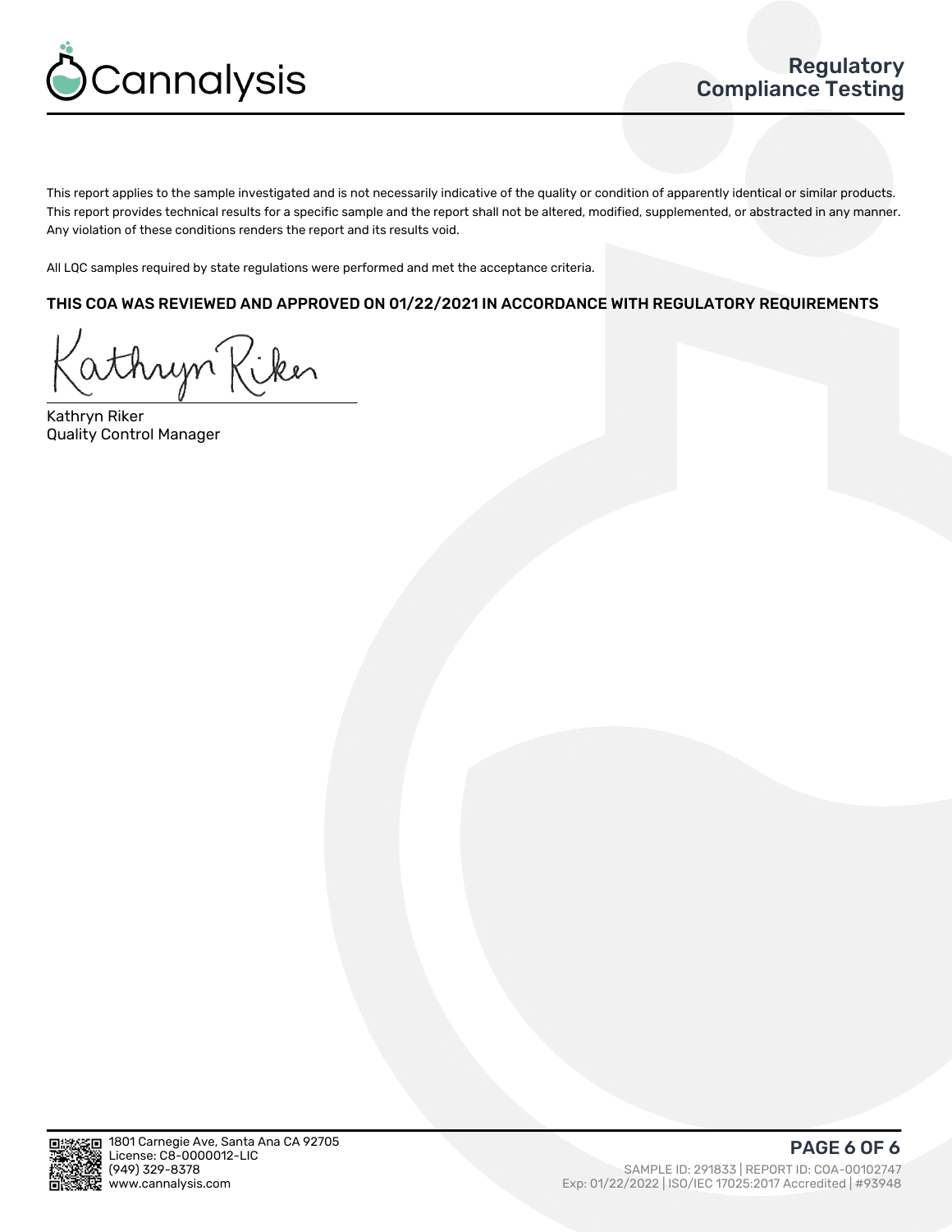This report applies to the sample investigated and is not necessarily indicative of the quality or condition of apparently identical or similar products. This report provides technical results for a specific sample and the report shall not be altered, modified, supplemented, or abstracted in any manner. Any violation of these conditions renders the report and its results void.

All LQC samples required by state regulations were performed and met the acceptance criteria.

**THIS COA WAS REVIEWED AND APPROVED ON 01/22/2021 IN ACCORDANCE WITH REGULATORY REQUIREMENTS**

Kathryn Riker
Quality Control Manager